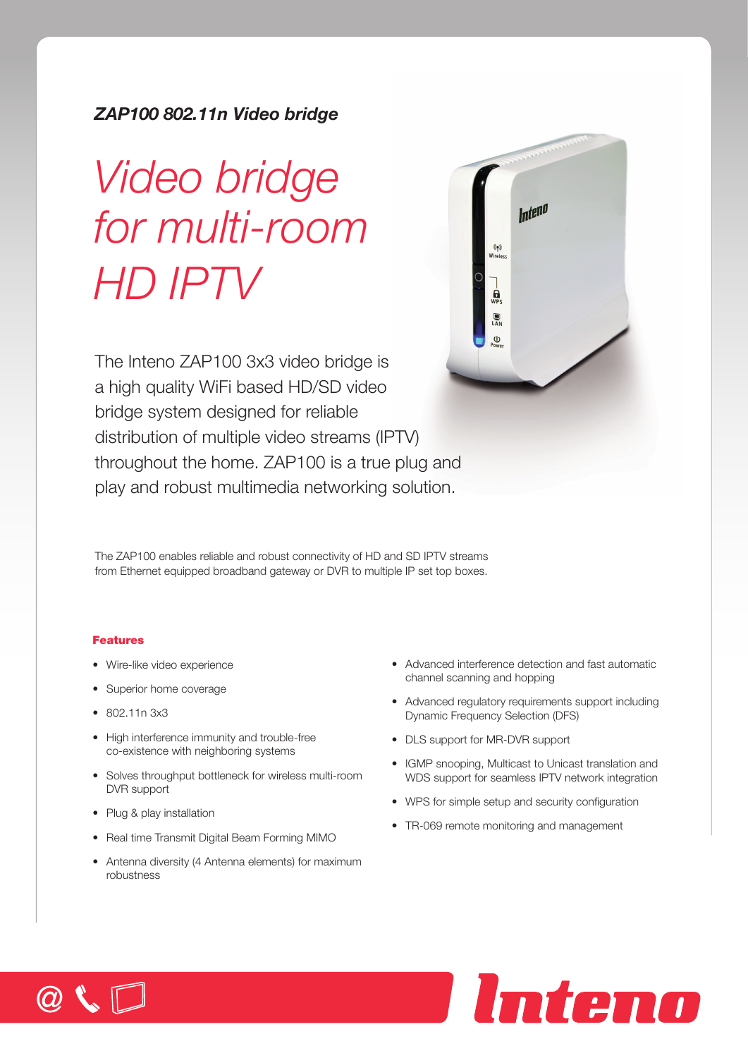*ZAP100 802.11n Video bridge*

# *Video bridge for multi-room HD IPTV*

The Inteno ZAP100 3x3 video bridge is a high quality WiFi based HD/SD video bridge system designed for reliable distribution of multiple video streams (IPTV) throughout the home. ZAP100 is a true plug and play and robust multimedia networking solution.

The ZAP100 enables reliable and robust connectivity of HD and SD IPTV streams from Ethernet equipped broadband gateway or DVR to multiple IP set top boxes.

## Features

- Wire-like video experience
- Superior home coverage
- 802.11n 3x3
- High interference immunity and trouble-free co-existence with neighboring systems
- Solves throughput bottleneck for wireless multi-room DVR support
- Plug & play installation
- Real time Transmit Digital Beam Forming MIMO
- Antenna diversity (4 Antenna elements) for maximum robustness
- Advanced interference detection and fast automatic channel scanning and hopping
- Advanced regulatory requirements support including Dynamic Frequency Selection (DFS)
- DLS support for MR-DVR support
- IGMP snooping, Multicast to Unicast translation and WDS support for seamless IPTV network integration
- WPS for simple setup and security configuration
- TR-069 remote monitoring and management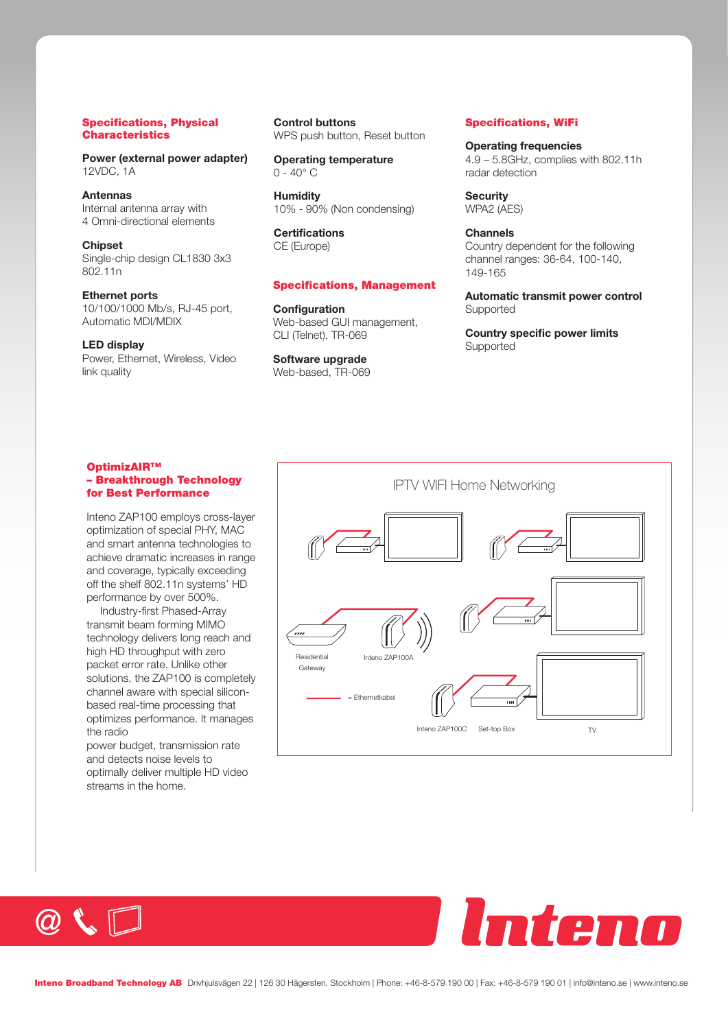## Specifications, Physical Characteristics

**Power (external power adapter)**
12VDC, 1A

**Antennas**
Internal antenna array with
4 Omni-directional elements

**Chipset**
Single-chip design CL1830 3x3
802.11n

**Ethernet ports**
10/100/1000 Mb/s, RJ-45 port,
Automatic MDI/MDIX

**LED display**
Power, Ethernet, Wireless, Video
link quality

**Control buttons**
WPS push button, Reset button

**Operating temperature**
0 - 40° C

**Humidity**
10% - 90% (Non condensing)

**Certifications**
CE (Europe)

## Specifications, Management

**Configuration**
Web-based GUI management,
CLI (Telnet), TR-069

**Software upgrade**
Web-based, TR-069

## Specifications, WiFi

**Operating frequencies**
4.9 – 5.8GHz, complies with 802.11h
radar detection

**Security**
WPA2 (AES)

**Channels**
Country dependent for the following
channel ranges: 36-64, 100-140,
149-165

**Automatic transmit power control**
Supported

**Country specific power limits**
Supported

## OptimizAIR™ – Breakthrough Technology for Best Performance

Inteno ZAP100 employs cross-layer optimization of special PHY, MAC and smart antenna technologies to achieve dramatic increases in range and coverage, typically exceeding off the shelf 802.11n systems' HD performance by over 500%.

Industry-first Phased-Array transmit beam forming MIMO technology delivers long reach and high HD throughput with zero packet error rate. Unlike other solutions, the ZAP100 is completely channel aware with special silicon-based real-time processing that optimizes performance. It manages the radio power budget, transmission rate and detects noise levels to optimally deliver multiple HD video streams in the home.

IPTV WIFI Home Networking

Residential Gateway

Inteno ZAP100A

= Ethernetkabel

Inteno ZAP100C

Set-top Box

TV

**Inteno Broadband Technology AB** Drivhjulsvägen 22 | 126 30 Hägersten, Stockholm | Phone: +46-8-579 190 00 | Fax: +46-8-579 190 01 | info@inteno.se | www.inteno.se